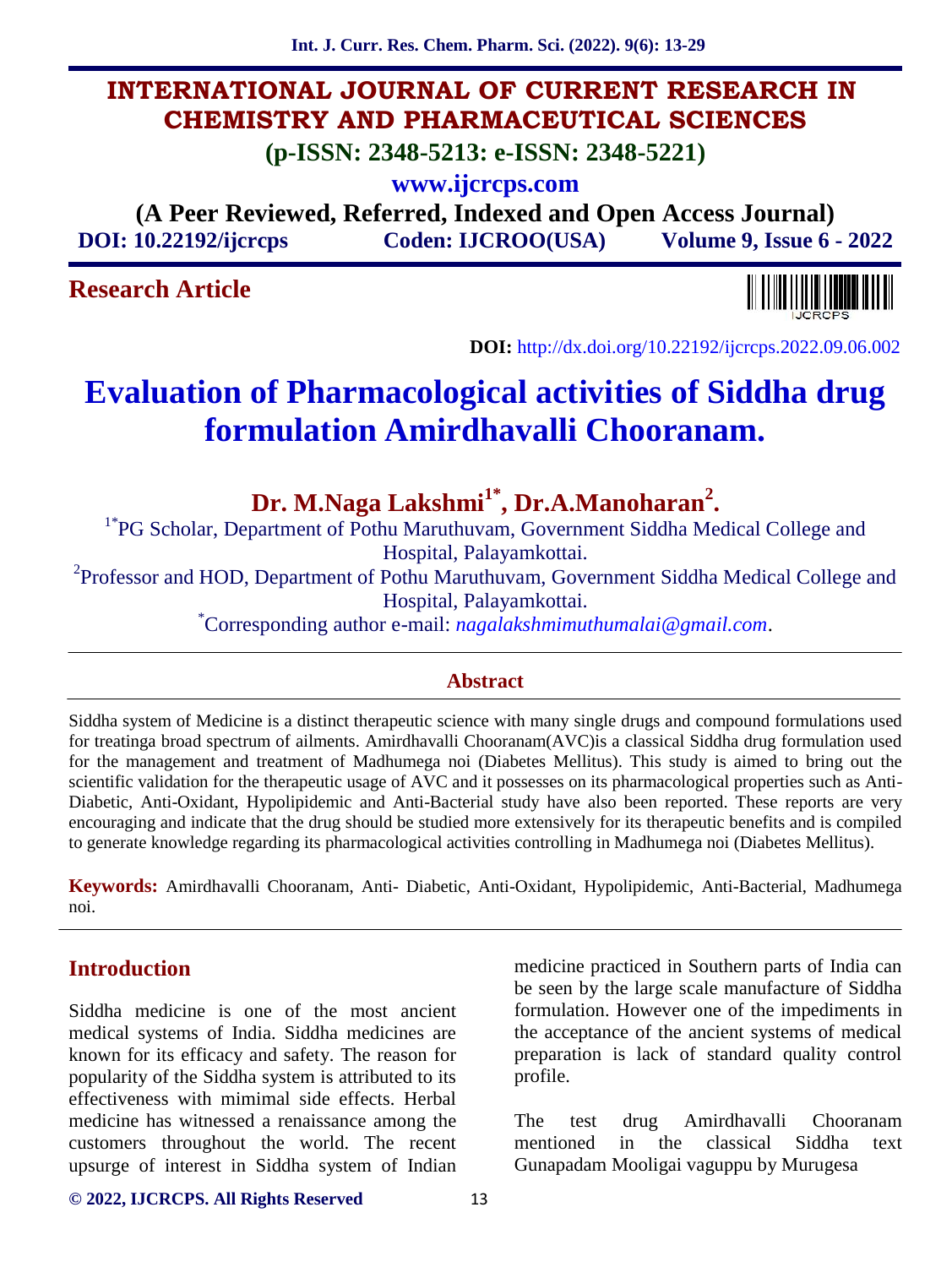# INTERNATIONAL JOURNAL OF CURRENT RESEARCH IN CHEMISTRY AND PHARMACEUTICAL SCIENCES

**(p-ISSN: 2348-5213: e-ISSN: 2348-5221)**

**www.ijcrcps.com**

**(A Peer Reviewed, Referred, Indexed and Open Access Journal)**

**DOI: 10.22192/ijcrcps** **Coden: IJCROO(USA)** **Volume 9, Issue 6 - 2022**

**Research Article**

**DOI:** http://dx.doi.org/10.22192/ijcrcps.2022.09.06.002

# Evaluation of Pharmacological activities of Siddha drug formulation Amirdhavalli Chooranam.

**Dr. M.Naga Lakshmi[1*], Dr.A.Manoharan[2].**

[1*]PG Scholar, Department of Pothu Maruthuvam, Government Siddha Medical College and Hospital, Palayamkottai.

[2]Professor and HOD, Department of Pothu Maruthuvam, Government Siddha Medical College and Hospital, Palayamkottai.

[*]Corresponding author e-mail: *nagalakshmimuthumalai@gmail.com*.

## Abstract

Siddha system of Medicine is a distinct therapeutic science with many single drugs and compound formulations used for treatinga broad spectrum of ailments. Amirdhavalli Chooranam(AVC)is a classical Siddha drug formulation used for the management and treatment of Madhumega noi (Diabetes Mellitus). This study is aimed to bring out the scientific validation for the therapeutic usage of AVC and it possesses on its pharmacological properties such as Anti-Diabetic, Anti-Oxidant, Hypolipidemic and Anti-Bacterial study have also been reported. These reports are very encouraging and indicate that the drug should be studied more extensively for its therapeutic benefits and is compiled to generate knowledge regarding its pharmacological activities controlling in Madhumega noi (Diabetes Mellitus).

**Keywords:** Amirdhavalli Chooranam, Anti- Diabetic, Anti-Oxidant, Hypolipidemic, Anti-Bacterial, Madhumega noi.

## Introduction

Siddha medicine is one of the most ancient medical systems of India. Siddha medicines are known for its efficacy and safety. The reason for popularity of the Siddha system is attributed to its effectiveness with mimimal side effects. Herbal medicine has witnessed a renaissance among the customers throughout the world. The recent upsurge of interest in Siddha system of Indian medicine practiced in Southern parts of India can be seen by the large scale manufacture of Siddha formulation. However one of the impediments in the acceptance of the ancient systems of medical preparation is lack of standard quality control profile.

The test drug Amirdhavalli Chooranam mentioned in the classical Siddha text Gunapadam Mooligai vaguppu by Murugesa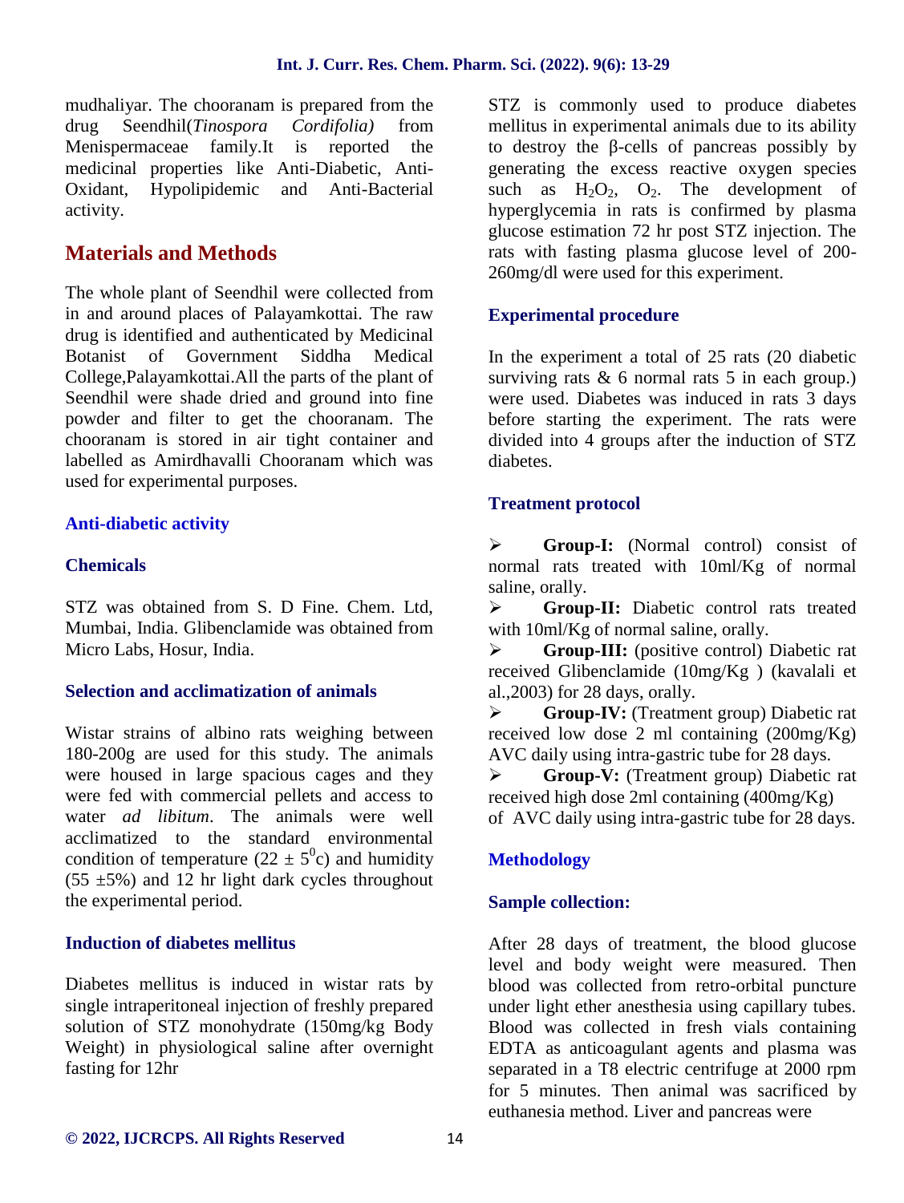mudhaliyar. The chooranam is prepared from the drug Seendhil(*Tinospora Cordifolia)* from Menispermaceae family.It is reported the medicinal properties like Anti-Diabetic, Anti-Oxidant, Hypolipidemic and Anti-Bacterial activity.

## Materials and Methods

The whole plant of Seendhil were collected from in and around places of Palayamkottai. The raw drug is identified and authenticated by Medicinal Botanist of Government Siddha Medical College,Palayamkottai.All the parts of the plant of Seendhil were shade dried and ground into fine powder and filter to get the chooranam. The chooranam is stored in air tight container and labelled as Amirdhavalli Chooranam which was used for experimental purposes.

### Anti-diabetic activity

### Chemicals

STZ was obtained from S. D Fine. Chem. Ltd, Mumbai, India. Glibenclamide was obtained from Micro Labs, Hosur, India.

### Selection and acclimatization of animals

Wistar strains of albino rats weighing between 180-200g are used for this study. The animals were housed in large spacious cages and they were fed with commercial pellets and access to water *ad libitum*. The animals were well acclimatized to the standard environmental condition of temperature ($22 \pm 5^0$c) and humidity (55 ±5%) and 12 hr light dark cycles throughout the experimental period.

### Induction of diabetes mellitus

Diabetes mellitus is induced in wistar rats by single intraperitoneal injection of freshly prepared solution of STZ monohydrate (150mg/kg Body Weight) in physiological saline after overnight fasting for 12hr

STZ is commonly used to produce diabetes mellitus in experimental animals due to its ability to destroy the β-cells of pancreas possibly by generating the excess reactive oxygen species such as $H_2O_2$, $O_2$. The development of hyperglycemia in rats is confirmed by plasma glucose estimation 72 hr post STZ injection. The rats with fasting plasma glucose level of 200-260mg/dl were used for this experiment.

### Experimental procedure

In the experiment a total of 25 rats (20 diabetic surviving rats & 6 normal rats 5 in each group.) were used. Diabetes was induced in rats 3 days before starting the experiment. The rats were divided into 4 groups after the induction of STZ diabetes.

### Treatment protocol

- **Group-I:** (Normal control) consist of normal rats treated with 10ml/Kg of normal saline, orally.
- **Group-II:** Diabetic control rats treated with 10ml/Kg of normal saline, orally.
- **Group-III:** (positive control) Diabetic rat received Glibenclamide (10mg/Kg ) (kavalali et al.,2003) for 28 days, orally.
- **Group-IV:** (Treatment group) Diabetic rat received low dose 2 ml containing (200mg/Kg) AVC daily using intra-gastric tube for 28 days.
- **Group-V:** (Treatment group) Diabetic rat received high dose 2ml containing (400mg/Kg) of AVC daily using intra-gastric tube for 28 days.

### Methodology

### Sample collection:

After 28 days of treatment, the blood glucose level and body weight were measured. Then blood was collected from retro-orbital puncture under light ether anesthesia using capillary tubes. Blood was collected in fresh vials containing EDTA as anticoagulant agents and plasma was separated in a T8 electric centrifuge at 2000 rpm for 5 minutes. Then animal was sacrificed by euthanesia method. Liver and pancreas were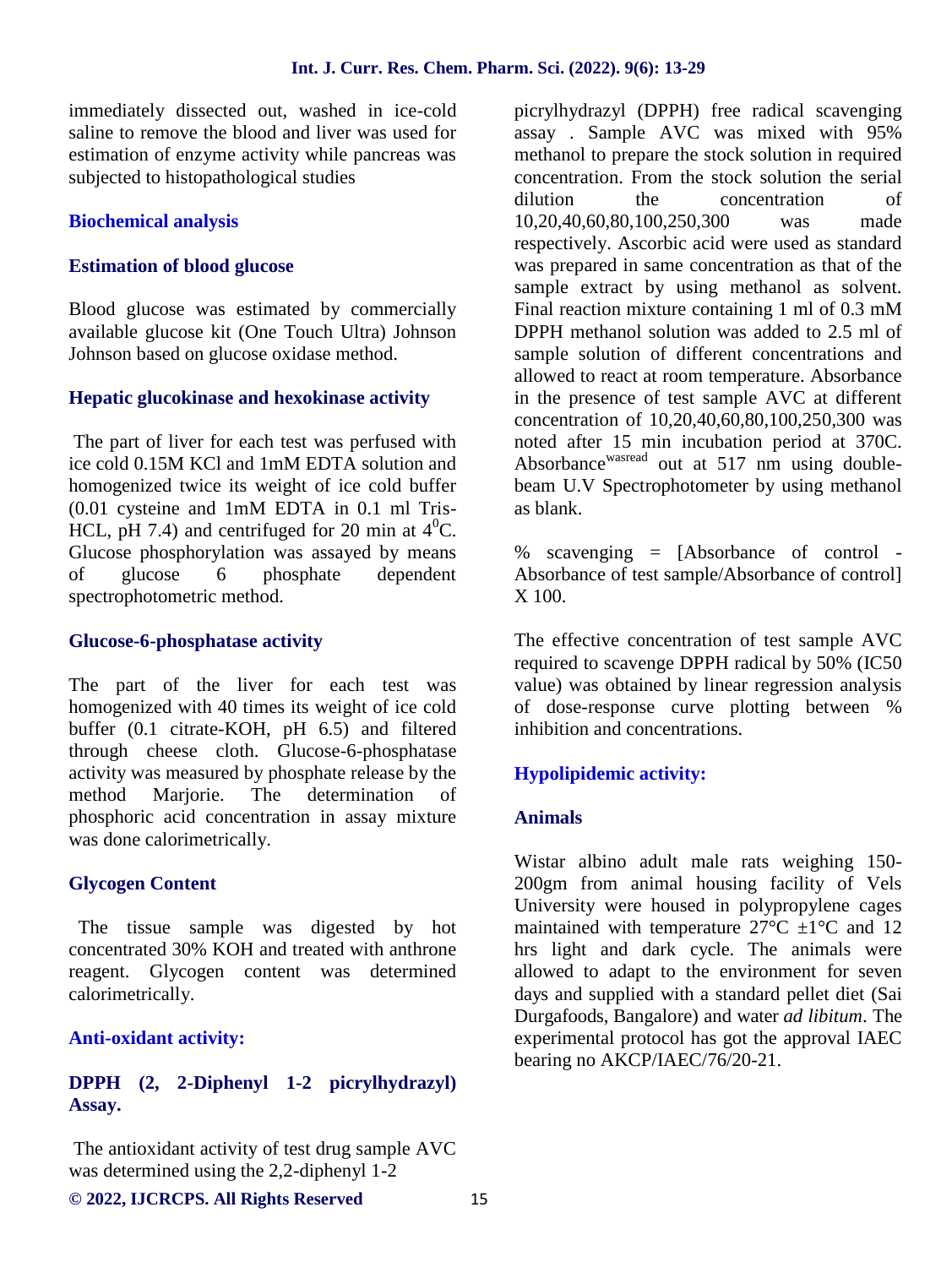immediately dissected out, washed in ice-cold saline to remove the blood and liver was used for estimation of enzyme activity while pancreas was subjected to histopathological studies

### Biochemical analysis

### Estimation of blood glucose

Blood glucose was estimated by commercially available glucose kit (One Touch Ultra) Johnson Johnson based on glucose oxidase method.

### Hepatic glucokinase and hexokinase activity

The part of liver for each test was perfused with ice cold 0.15M KCl and 1mM EDTA solution and homogenized twice its weight of ice cold buffer (0.01 cysteine and 1mM EDTA in 0.1 ml Tris-HCL, pH 7.4) and centrifuged for 20 min at $4^0$C. Glucose phosphorylation was assayed by means of glucose 6 phosphate dependent spectrophotometric method.

### Glucose-6-phosphatase activity

The part of the liver for each test was homogenized with 40 times its weight of ice cold buffer (0.1 citrate-KOH, pH 6.5) and filtered through cheese cloth. Glucose-6-phosphatase activity was measured by phosphate release by the method Marjorie. The determination of phosphoric acid concentration in assay mixture was done calorimetrically.

### Glycogen Content

The tissue sample was digested by hot concentrated 30% KOH and treated with anthrone reagent. Glycogen content was determined calorimetrically.

### Anti-oxidant activity:

### DPPH (2, 2-Diphenyl 1-2 picrylhydrazyl) Assay.

The antioxidant activity of test drug sample AVC was determined using the 2,2-diphenyl 1-2 picrylhydrazyl (DPPH) free radical scavenging assay . Sample AVC was mixed with 95% methanol to prepare the stock solution in required concentration. From the stock solution the serial dilution the concentration of 10,20,40,60,80,100,250,300 was made respectively. Ascorbic acid were used as standard was prepared in same concentration as that of the sample extract by using methanol as solvent. Final reaction mixture containing 1 ml of 0.3 mM DPPH methanol solution was added to 2.5 ml of sample solution of different concentrations and allowed to react at room temperature. Absorbance in the presence of test sample AVC at different concentration of 10,20,40,60,80,100,250,300 was noted after 15 min incubation period at 370C. Absorbance[wasread] out at 517 nm using double-beam U.V Spectrophotometer by using methanol as blank.

% scavenging = [Absorbance of control - Absorbance of test sample/Absorbance of control] X 100.

The effective concentration of test sample AVC required to scavenge DPPH radical by 50% (IC50 value) was obtained by linear regression analysis of dose-response curve plotting between % inhibition and concentrations.

### Hypolipidemic activity:

### Animals

Wistar albino adult male rats weighing 150-200gm from animal housing facility of Vels University were housed in polypropylene cages maintained with temperature 27°C ±1°C and 12 hrs light and dark cycle. The animals were allowed to adapt to the environment for seven days and supplied with a standard pellet diet (Sai Durgafoods, Bangalore) and water *ad libitum*. The experimental protocol has got the approval IAEC bearing no AKCP/IAEC/76/20-21.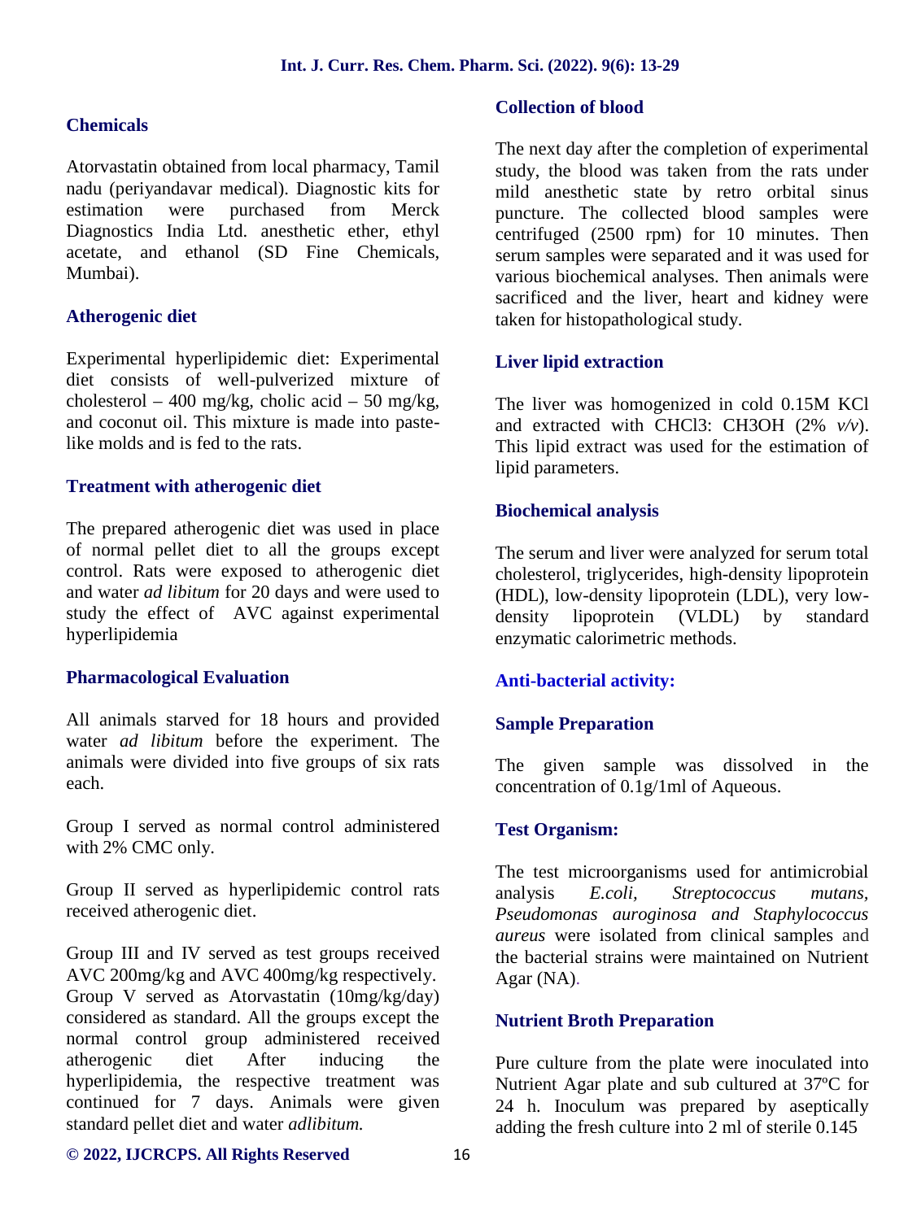### Chemicals

Atorvastatin obtained from local pharmacy, Tamil nadu (periyandavar medical). Diagnostic kits for estimation were purchased from Merck Diagnostics India Ltd. anesthetic ether, ethyl acetate, and ethanol (SD Fine Chemicals, Mumbai).

### Atherogenic diet

Experimental hyperlipidemic diet: Experimental diet consists of well-pulverized mixture of cholesterol – 400 mg/kg, cholic acid – 50 mg/kg, and coconut oil. This mixture is made into paste-like molds and is fed to the rats.

### Treatment with atherogenic diet

The prepared atherogenic diet was used in place of normal pellet diet to all the groups except control. Rats were exposed to atherogenic diet and water *ad libitum* for 20 days and were used to study the effect of AVC against experimental hyperlipidemia

### Pharmacological Evaluation

All animals starved for 18 hours and provided water *ad libitum* before the experiment. The animals were divided into five groups of six rats each.

Group I served as normal control administered with 2% CMC only.

Group II served as hyperlipidemic control rats received atherogenic diet.

Group III and IV served as test groups received AVC 200mg/kg and AVC 400mg/kg respectively. Group V served as Atorvastatin (10mg/kg/day) considered as standard. All the groups except the normal control group administered received atherogenic diet After inducing the hyperlipidemia, the respective treatment was continued for 7 days. Animals were given standard pellet diet and water *adlibitum.*

### Collection of blood

The next day after the completion of experimental study, the blood was taken from the rats under mild anesthetic state by retro orbital sinus puncture. The collected blood samples were centrifuged (2500 rpm) for 10 minutes. Then serum samples were separated and it was used for various biochemical analyses. Then animals were sacrificed and the liver, heart and kidney were taken for histopathological study.

### Liver lipid extraction

The liver was homogenized in cold 0.15M KCl and extracted with $CHCl_3$: $CH_3OH$ (2% *v/v*). This lipid extract was used for the estimation of lipid parameters.

### Biochemical analysis

The serum and liver were analyzed for serum total cholesterol, triglycerides, high-density lipoprotein (HDL), low-density lipoprotein (LDL), very low-density lipoprotein (VLDL) by standard enzymatic calorimetric methods.

### Anti-bacterial activity:

### Sample Preparation

The given sample was dissolved in the concentration of 0.1g/1ml of Aqueous.

### Test Organism:

The test microorganisms used for antimicrobial analysis *E.coli, Streptococcus mutans, Pseudomonas auroginosa and Staphylococcus aureus* were isolated from clinical samples and the bacterial strains were maintained on Nutrient Agar (NA).

### Nutrient Broth Preparation

Pure culture from the plate were inoculated into Nutrient Agar plate and sub cultured at 37ºC for 24 h. Inoculum was prepared by aseptically adding the fresh culture into 2 ml of sterile 0.145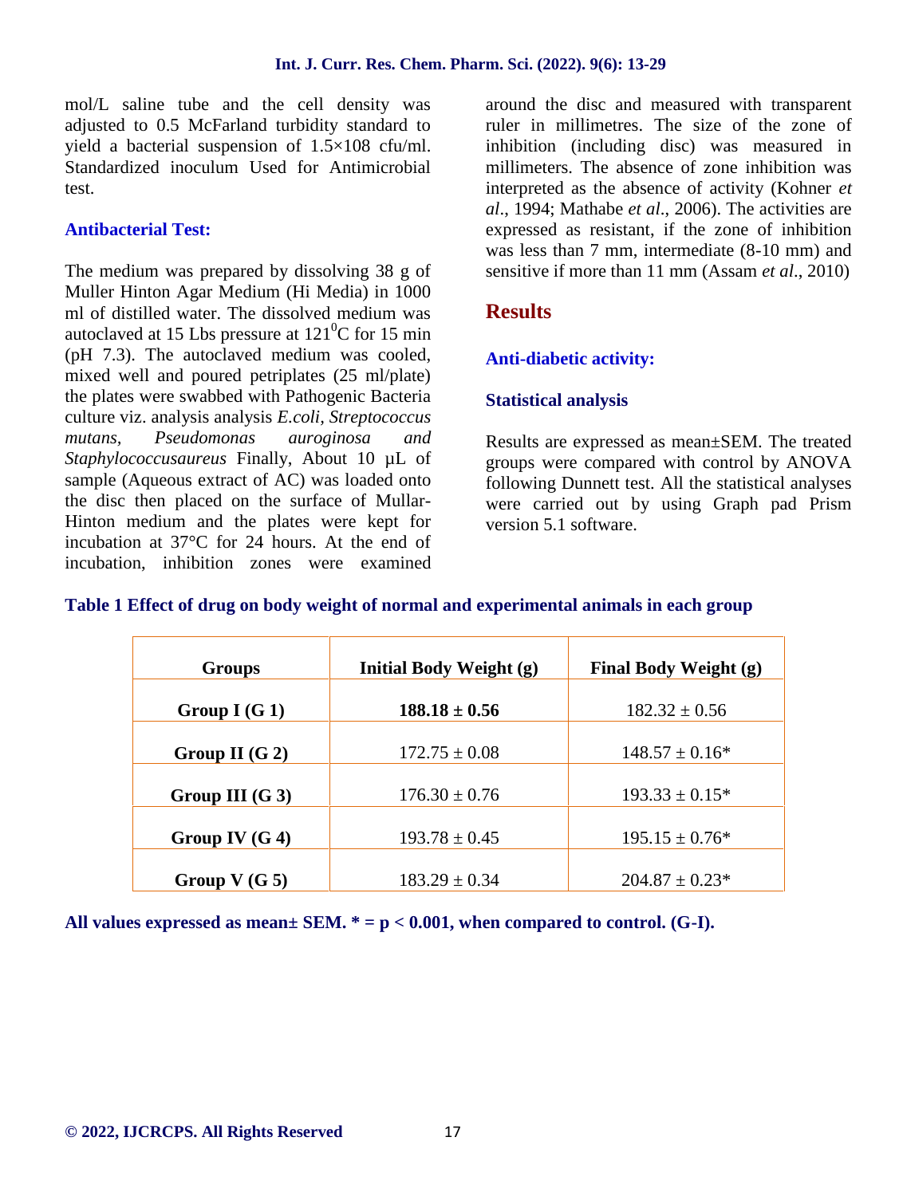mol/L saline tube and the cell density was adjusted to 0.5 McFarland turbidity standard to yield a bacterial suspension of 1.5×108 cfu/ml. Standardized inoculum Used for Antimicrobial test.

### Antibacterial Test:

The medium was prepared by dissolving 38 g of Muller Hinton Agar Medium (Hi Media) in 1000 ml of distilled water. The dissolved medium was autoclaved at 15 Lbs pressure at $121^0$C for 15 min (pH 7.3). The autoclaved medium was cooled, mixed well and poured petriplates (25 ml/plate) the plates were swabbed with Pathogenic Bacteria culture viz. analysis analysis *E.coli, Streptococcus mutans, Pseudomonas auroginosa and Staphylococcusaureus* Finally, About 10 µL of sample (Aqueous extract of AC) was loaded onto the disc then placed on the surface of Mullar-Hinton medium and the plates were kept for incubation at 37°C for 24 hours. At the end of incubation, inhibition zones were examined around the disc and measured with transparent ruler in millimetres. The size of the zone of inhibition (including disc) was measured in millimeters. The absence of zone inhibition was interpreted as the absence of activity (Kohner *et al*., 1994; Mathabe *et al*., 2006). The activities are expressed as resistant, if the zone of inhibition was less than 7 mm, intermediate (8-10 mm) and sensitive if more than 11 mm (Assam *et al*., 2010)

## Results

### Anti-diabetic activity:

### Statistical analysis

Results are expressed as mean±SEM. The treated groups were compared with control by ANOVA following Dunnett test. All the statistical analyses were carried out by using Graph pad Prism version 5.1 software.

**Table 1 Effect of drug on body weight of normal and experimental animals in each group**

| Groups | Initial Body Weight (g) | Final Body Weight (g) |
|---|---|---|
| **Group I (G 1)** | **188.18 ± 0.56** | 182.32 ± 0.56 |
| **Group II (G 2)** | 172.75 ± 0.08 | 148.57 ± 0.16* |
| **Group III (G 3)** | 176.30 ± 0.76 | 193.33 ± 0.15* |
| **Group IV (G 4)** | 193.78 ± 0.45 | 195.15 ± 0.76* |
| **Group V (G 5)** | 183.29 ± 0.34 | 204.87 ± 0.23* |

**All values expressed as mean± SEM. * = $p < 0.001$, when compared to control. (G-I).**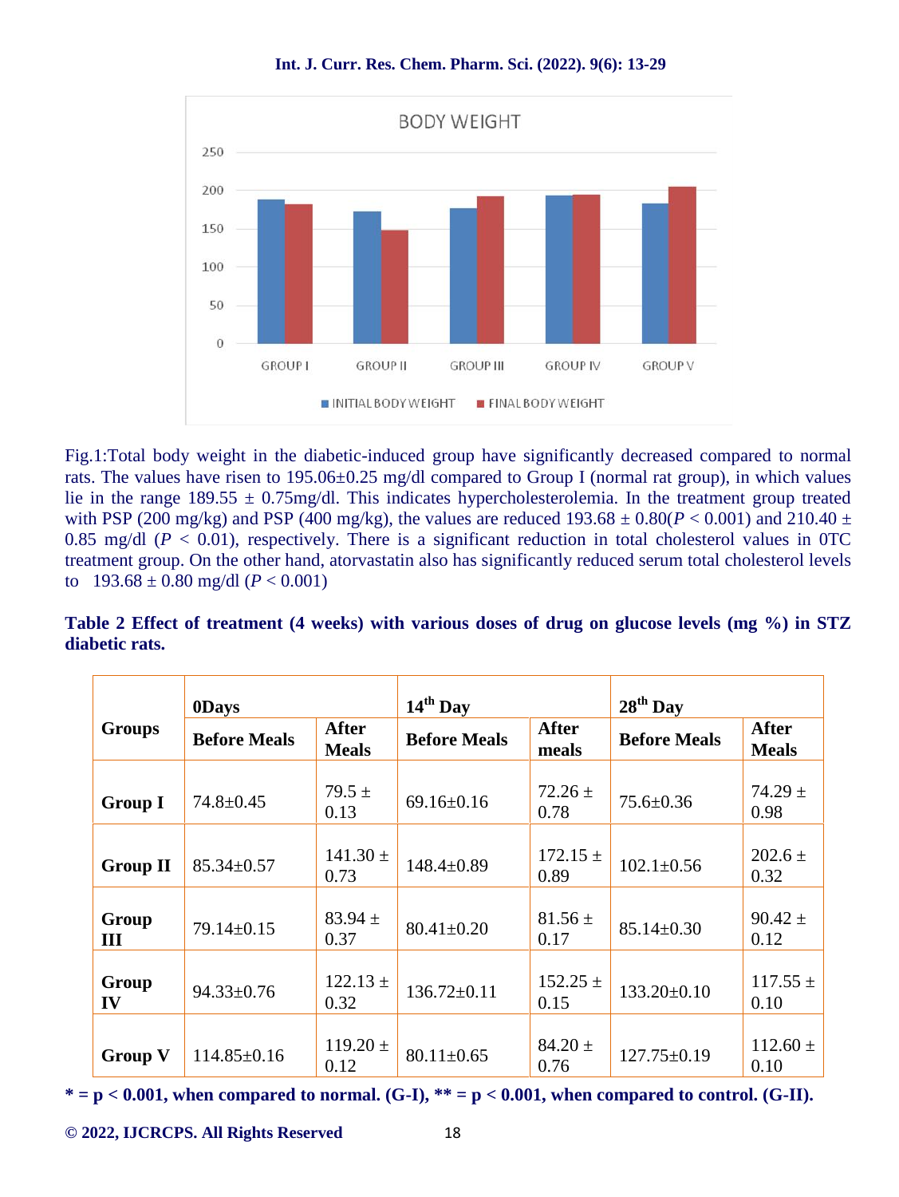Fig.1:Total body weight in the diabetic-induced group have significantly decreased compared to normal rats. The values have risen to 195.06±0.25 mg/dl compared to Group I (normal rat group), in which values lie in the range 189.55 ± 0.75mg/dl. This indicates hypercholesterolemia. In the treatment group treated with PSP (200 mg/kg) and PSP (400 mg/kg), the values are reduced 193.68 ± 0.80($P < 0.001$) and 210.40 ± 0.85 mg/dl ($P < 0.01$), respectively. There is a significant reduction in total cholesterol values in 0TC treatment group. On the other hand, atorvastatin also has significantly reduced serum total cholesterol levels to 193.68 ± 0.80 mg/dl ($P < 0.001$)

**Table 2 Effect of treatment (4 weeks) with various doses of drug on glucose levels (mg %) in STZ diabetic rats.**

| Groups | 0Days | | 14th Day | | 28th Day | |
|---|---|---|---|---|---|---|
| | Before Meals | After Meals | Before Meals | After meals | Before Meals | After Meals |
| Group I | 74.8±0.45 | 79.5 ± 0.13 | 69.16±0.16 | 72.26 ± 0.78 | 75.6±0.36 | 74.29 ± 0.98 |
| Group II | 85.34±0.57 | 141.30 ± 0.73 | 148.4±0.89 | 172.15 ± 0.89 | 102.1±0.56 | 202.6 ± 0.32 |
| Group III | 79.14±0.15 | 83.94 ± 0.37 | 80.41±0.20 | 81.56 ± 0.17 | 85.14±0.30 | 90.42 ± 0.12 |
| Group IV | 94.33±0.76 | 122.13 ± 0.32 | 136.72±0.11 | 152.25 ± 0.15 | 133.20±0.10 | 117.55 ± 0.10 |
| Group V | 114.85±0.16 | 119.20 ± 0.12 | 80.11±0.65 | 84.20 ± 0.76 | 127.75±0.19 | 112.60 ± 0.10 |

**\* = p < 0.001, when compared to normal. (G-I), \*\* = p < 0.001, when compared to control. (G-II).**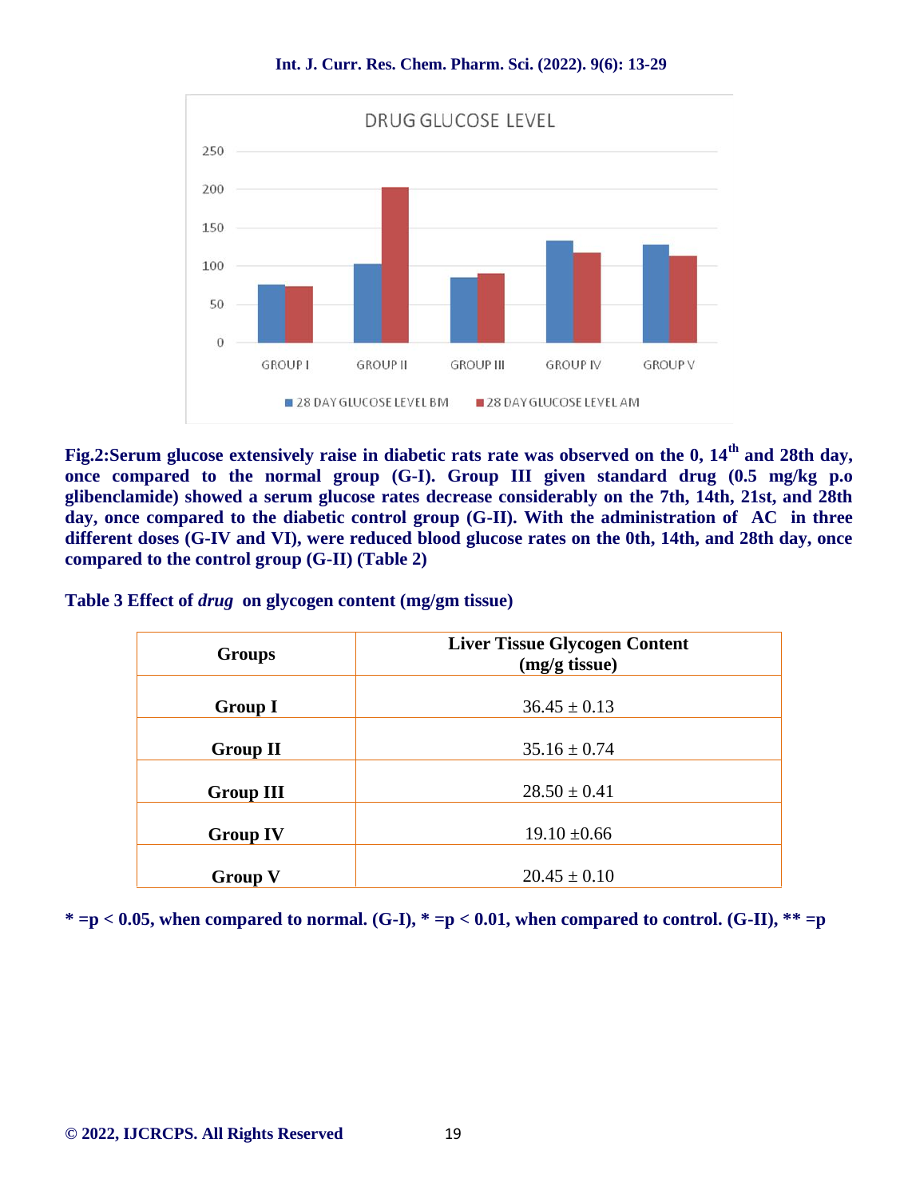Fig.2:Serum glucose extensively raise in diabetic rats rate was observed on the 0, 14th and 28th day, once compared to the normal group (G-I). Group III given standard drug (0.5 mg/kg p.o glibenclamide) showed a serum glucose rates decrease considerably on the 7th, 14th, 21st, and 28th day, once compared to the diabetic control group (G-II). With the administration of AC in three different doses (G-IV and VI), were reduced blood glucose rates on the 0th, 14th, and 28th day, once compared to the control group (G-II) (Table 2)

**Table 3 Effect of *drug* on glycogen content (mg/gm tissue)**

| Groups | Liver Tissue Glycogen Content (mg/g tissue) |
|---|---|
| **Group I** | 36.45 ± 0.13 |
| **Group II** | 35.16 ± 0.74 |
| **Group III** | 28.50 ± 0.41 |
| **Group IV** | 19.10 ±0.66 |
| **Group V** | 20.45 ± 0.10 |

**\* =p < 0.05, when compared to normal. (G-I), * =p < 0.01, when compared to control. (G-II), ** =p**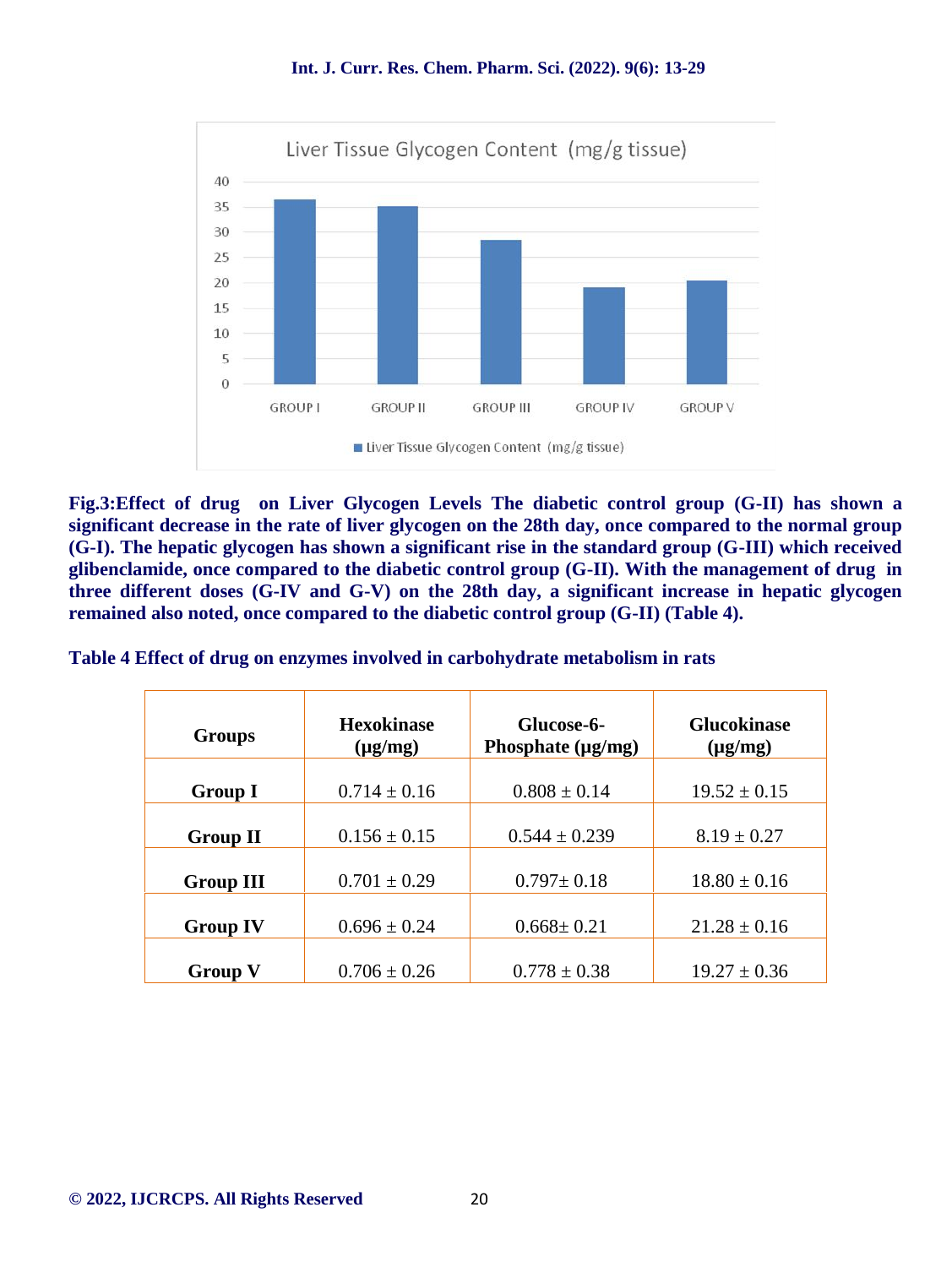Fig.3:Effect of drug on Liver Glycogen Levels The diabetic control group (G-II) has shown a significant decrease in the rate of liver glycogen on the 28th day, once compared to the normal group (G-I). The hepatic glycogen has shown a significant rise in the standard group (G-III) which received glibenclamide, once compared to the diabetic control group (G-II). With the management of drug in three different doses (G-IV and G-V) on the 28th day, a significant increase in hepatic glycogen remained also noted, once compared to the diabetic control group (G-II) (Table 4).

**Table 4 Effect of drug on enzymes involved in carbohydrate metabolism in rats**

| Groups | Hexokinase (μg/mg) | Glucose-6-Phosphate (μg/mg) | Glucokinase (μg/mg) |
|---|---|---|---|
| **Group I** | 0.714 ± 0.16 | 0.808 ± 0.14 | 19.52 ± 0.15 |
| **Group II** | 0.156 ± 0.15 | 0.544 ± 0.239 | 8.19 ± 0.27 |
| **Group III** | 0.701 ± 0.29 | 0.797± 0.18 | 18.80 ± 0.16 |
| **Group IV** | 0.696 ± 0.24 | 0.668± 0.21 | 21.28 ± 0.16 |
| **Group V** | 0.706 ± 0.26 | 0.778 ± 0.38 | 19.27 ± 0.36 |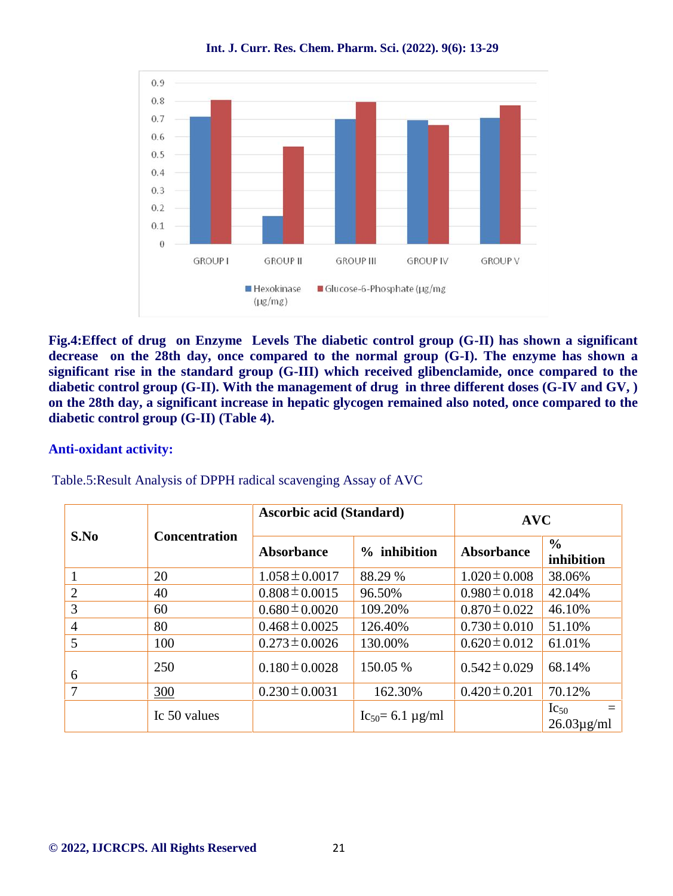**Fig.4:Effect of drug on Enzyme Levels The diabetic control group (G-II) has shown a significant decrease on the 28th day, once compared to the normal group (G-I). The enzyme has shown a significant rise in the standard group (G-III) which received glibenclamide, once compared to the diabetic control group (G-II). With the management of drug in three different doses (G-IV and GV, ) on the 28th day, a significant increase in hepatic glycogen remained also noted, once compared to the diabetic control group (G-II) (Table 4).**

## Anti-oxidant activity:

Table.5:Result Analysis of DPPH radical scavenging Assay of AVC

| S.No | Concentration | Ascorbic acid (Standard) | | AVC | |
|---|---|---|---|---|---|
| | | Absorbance | % inhibition | Absorbance | % inhibition |
| 1 | 20 | $1.058 \pm 0.0017$ | 88.29 % | $1.020 \pm 0.008$ | 38.06% |
| 2 | 40 | $0.808 \pm 0.0015$ | 96.50% | $0.980 \pm 0.018$ | 42.04% |
| 3 | 60 | $0.680 \pm 0.0020$ | 109.20% | $0.870 \pm 0.022$ | 46.10% |
| 4 | 80 | $0.468 \pm 0.0025$ | 126.40% | $0.730 \pm 0.010$ | 51.10% |
| 5 | 100 | $0.273 \pm 0.0026$ | 130.00% | $0.620 \pm 0.012$ | 61.01% |
| 6 | 250 | $0.180 \pm 0.0028$ | 150.05 % | $0.542 \pm 0.029$ | 68.14% |
| 7 | 300 | $0.230 \pm 0.0031$ | 162.30% | $0.420 \pm 0.201$ | 70.12% |
| | Ic 50 values | | $Ic_{50}$= 6.1 μg/ml | | $Ic_{50}$ = 26.03μg/ml |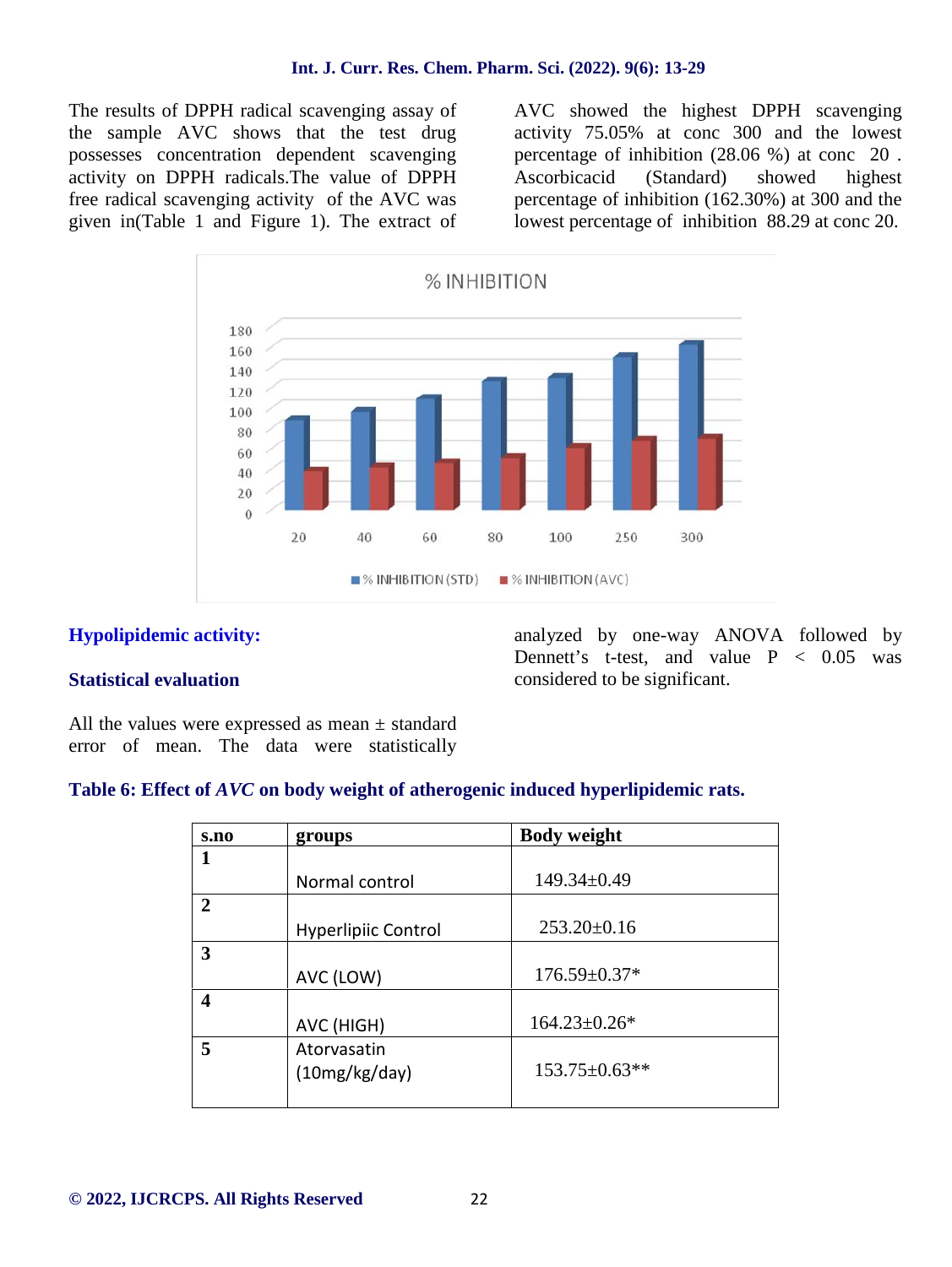The results of DPPH radical scavenging assay of the sample AVC shows that the test drug possesses concentration dependent scavenging activity on DPPH radicals.The value of DPPH free radical scavenging activity of the AVC was given in(Table 1 and Figure 1). The extract of AVC showed the highest DPPH scavenging activity 75.05% at conc 300 and the lowest percentage of inhibition (28.06 %) at conc 20 . Ascorbicacid (Standard) showed highest percentage of inhibition (162.30%) at 300 and the lowest percentage of inhibition 88.29 at conc 20.

## Hypolipidemic activity:

### Statistical evaluation

All the values were expressed as mean ± standard error of mean. The data were statistically analyzed by one-way ANOVA followed by Dennett's t-test, and value $P < 0.05$ was considered to be significant.

**Table 6: Effect of *AVC* on body weight of atherogenic induced hyperlipidemic rats.**

| s.no | groups | Body weight |
|---|---|---|
| 1 | Normal control | 149.34±0.49 |
| 2 | Hyperlipiic Control | 253.20±0.16 |
| 3 | AVC (LOW) | 176.59±0.37* |
| 4 | AVC (HIGH) | 164.23±0.26* |
| 5 | Atorvasatin (10mg/kg/day) | 153.75±0.63** |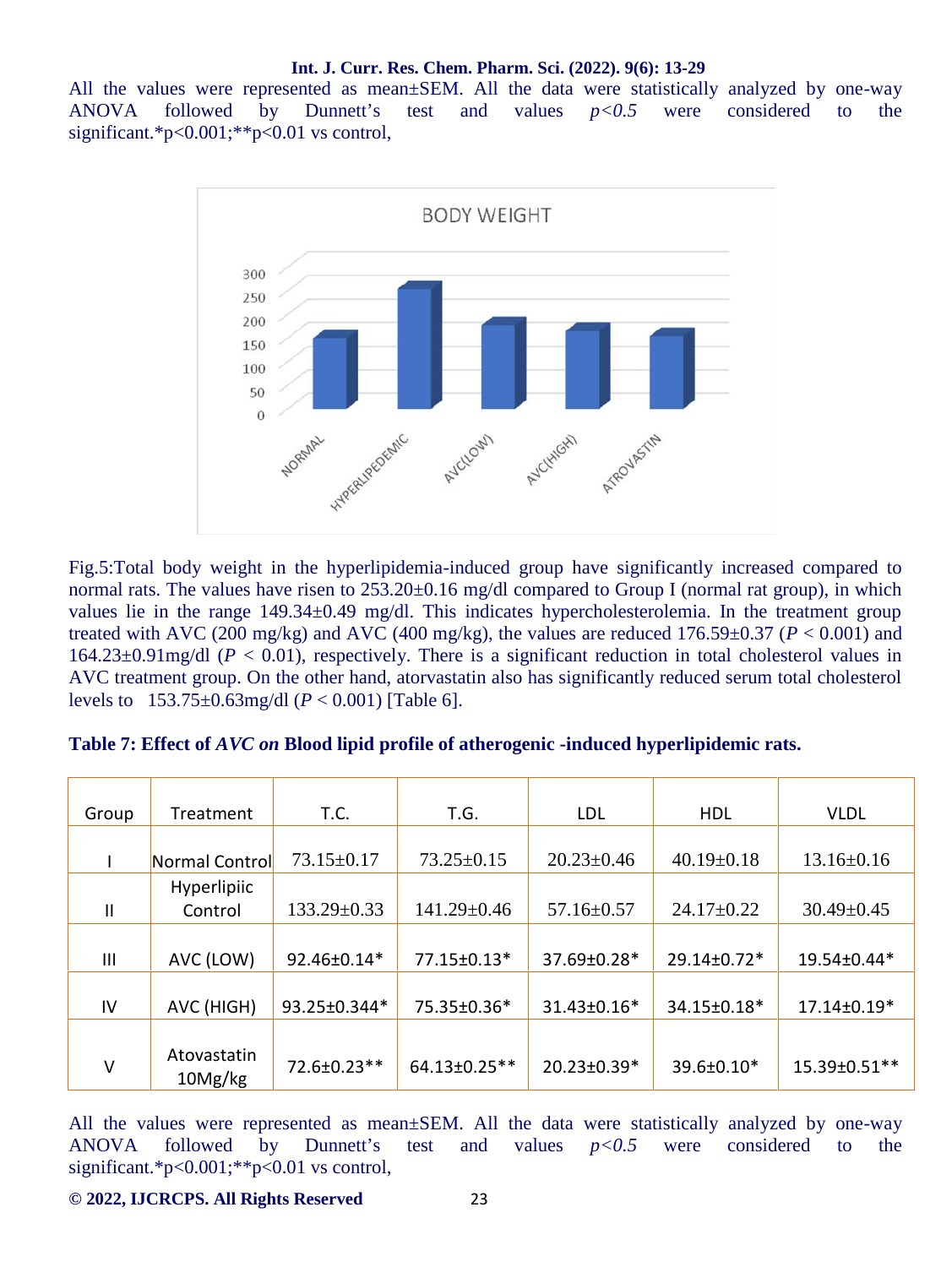All the values were represented as mean±SEM. All the data were statistically analyzed by one-way ANOVA followed by Dunnett's test and values *p<0.5* were considered to the significant.*p<0.001;**p<0.01 vs control,

Fig.5:Total body weight in the hyperlipidemia-induced group have significantly increased compared to normal rats. The values have risen to 253.20±0.16 mg/dl compared to Group I (normal rat group), in which values lie in the range 149.34±0.49 mg/dl. This indicates hypercholesterolemia. In the treatment group treated with AVC (200 mg/kg) and AVC (400 mg/kg), the values are reduced 176.59±0.37 ($P < 0.001$) and 164.23±0.91mg/dl ($P < 0.01$), respectively. There is a significant reduction in total cholesterol values in AVC treatment group. On the other hand, atorvastatin also has significantly reduced serum total cholesterol levels to 153.75±0.63mg/dl ($P < 0.001$) [Table 6].

**Table 7: Effect of *AVC on* Blood lipid profile of atherogenic -induced hyperlipidemic rats.**

| Group | Treatment | T.C. | T.G. | LDL | HDL | VLDL |
|---|---|---|---|---|---|---|
| I | Normal Control | 73.15±0.17 | 73.25±0.15 | 20.23±0.46 | 40.19±0.18 | 13.16±0.16 |
| II | Hyperlipiic Control | 133.29±0.33 | 141.29±0.46 | 57.16±0.57 | 24.17±0.22 | 30.49±0.45 |
| III | AVC (LOW) | 92.46±0.14* | 77.15±0.13* | 37.69±0.28* | 29.14±0.72* | 19.54±0.44* |
| IV | AVC (HIGH) | 93.25±0.344* | 75.35±0.36* | 31.43±0.16* | 34.15±0.18* | 17.14±0.19* |
| V | Atovastatin 10Mg/kg | 72.6±0.23** | 64.13±0.25** | 20.23±0.39* | 39.6±0.10* | 15.39±0.51** |

All the values were represented as mean±SEM. All the data were statistically analyzed by one-way ANOVA followed by Dunnett's test and values *p<0.5* were considered to the significant.*p<0.001;**p<0.01 vs control,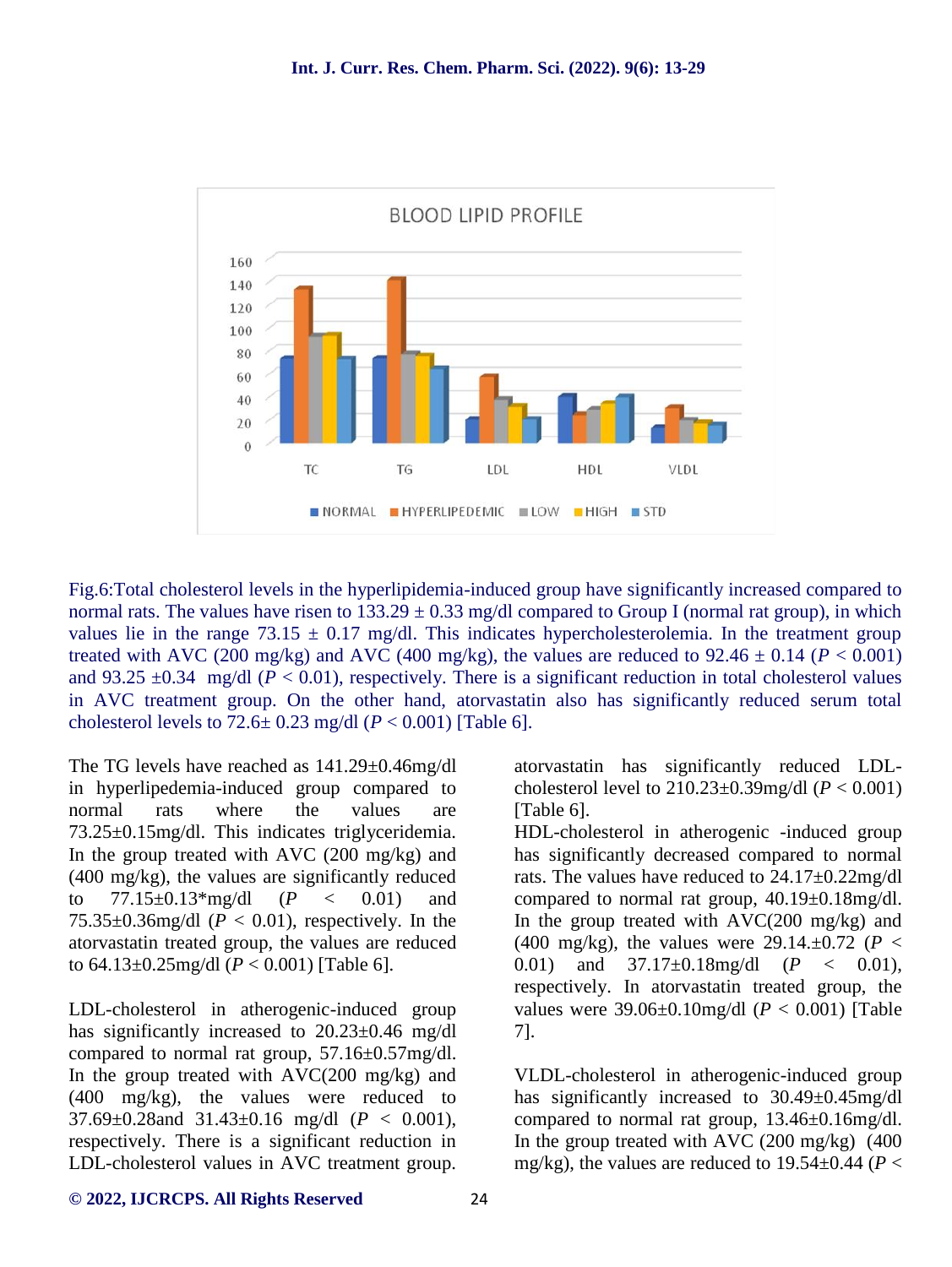Fig.6:Total cholesterol levels in the hyperlipidemia-induced group have significantly increased compared to normal rats. The values have risen to 133.29 ± 0.33 mg/dl compared to Group I (normal rat group), in which values lie in the range 73.15 ± 0.17 mg/dl. This indicates hypercholesterolemia. In the treatment group treated with AVC (200 mg/kg) and AVC (400 mg/kg), the values are reduced to 92.46 ± 0.14 ($P < 0.001$) and 93.25 ±0.34 mg/dl ($P < 0.01$), respectively. There is a significant reduction in total cholesterol values in AVC treatment group. On the other hand, atorvastatin also has significantly reduced serum total cholesterol levels to 72.6± 0.23 mg/dl ($P < 0.001$) [Table 6].

The TG levels have reached as 141.29±0.46mg/dl in hyperlipedemia-induced group compared to normal rats where the values are 73.25±0.15mg/dl. This indicates triglyceridemia. In the group treated with AVC (200 mg/kg) and (400 mg/kg), the values are significantly reduced to 77.15±0.13*mg/dl ($P < 0.01$) and 75.35±0.36mg/dl ($P < 0.01$), respectively. In the atorvastatin treated group, the values are reduced to 64.13±0.25mg/dl ($P < 0.001$) [Table 6].

LDL-cholesterol in atherogenic-induced group has significantly increased to 20.23±0.46 mg/dl compared to normal rat group, 57.16±0.57mg/dl. In the group treated with AVC(200 mg/kg) and (400 mg/kg), the values were reduced to 37.69±0.28and 31.43±0.16 mg/dl ($P < 0.001$), respectively. There is a significant reduction in LDL-cholesterol values in AVC treatment group. atorvastatin has significantly reduced LDL-cholesterol level to 210.23±0.39mg/dl ($P < 0.001$) [Table 6].

HDL-cholesterol in atherogenic -induced group has significantly decreased compared to normal rats. The values have reduced to 24.17±0.22mg/dl compared to normal rat group, 40.19±0.18mg/dl. In the group treated with AVC(200 mg/kg) and (400 mg/kg), the values were 29.14.±0.72 ($P < 0.01$) and 37.17±0.18mg/dl ($P < 0.01$), respectively. In atorvastatin treated group, the values were 39.06±0.10mg/dl ($P < 0.001$) [Table 7].

VLDL-cholesterol in atherogenic-induced group has significantly increased to 30.49±0.45mg/dl compared to normal rat group, 13.46±0.16mg/dl. In the group treated with AVC (200 mg/kg) (400 mg/kg), the values are reduced to 19.54±0.44 ($P <$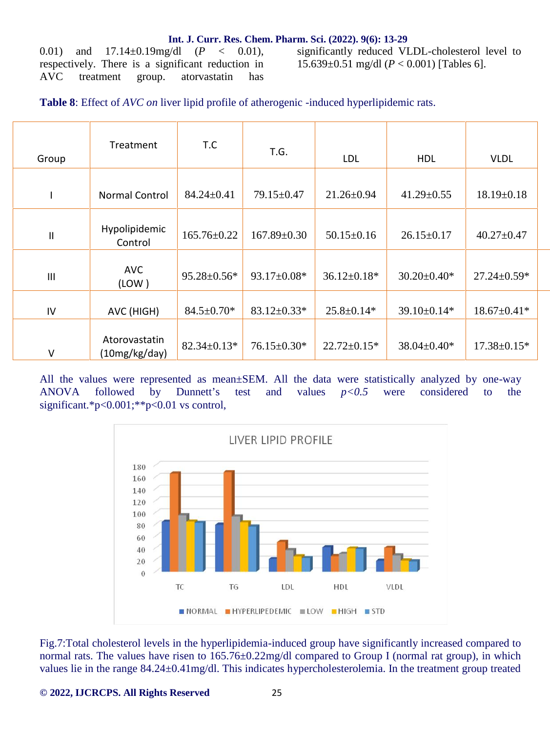0.01) and 17.14±0.19mg/dl ($P$ < 0.01), respectively. There is a significant reduction in AVC treatment group. atorvastatin has significantly reduced VLDL-cholesterol level to 15.639±0.51 mg/dl ($P$ < 0.001) [Tables 6].

**Table 8**: Effect of *AVC on* liver lipid profile of atherogenic -induced hyperlipidemic rats.

| Group | Treatment | T.C | T.G. | LDL | HDL | VLDL |
|---|---|---|---|---|---|---|
| I | Normal Control | 84.24±0.41 | 79.15±0.47 | 21.26±0.94 | 41.29±0.55 | 18.19±0.18 |
| II | Hypolipidemic Control | 165.76±0.22 | 167.89±0.30 | 50.15±0.16 | 26.15±0.17 | 40.27±0.47 |
| III | AVC (LOW ) | 95.28±0.56* | 93.17±0.08* | 36.12±0.18* | 30.20±0.40* | 27.24±0.59* |
| IV | AVC (HIGH) | 84.5±0.70* | 83.12±0.33* | 25.8±0.14* | 39.10±0.14* | 18.67±0.41* |
| V | Atorovastatin (10mg/kg/day) | 82.34±0.13* | 76.15±0.30* | 22.72±0.15* | 38.04±0.40* | 17.38±0.15* |

All the values were represented as mean±SEM. All the data were statistically analyzed by one-way ANOVA followed by Dunnett's test and values $p<0.5$ were considered to the significant.*p<0.001;**p<0.01 vs control,

Fig.7:Total cholesterol levels in the hyperlipidemia-induced group have significantly increased compared to normal rats. The values have risen to 165.76±0.22mg/dl compared to Group I (normal rat group), in which values lie in the range 84.24±0.41mg/dl. This indicates hypercholesterolemia. In the treatment group treated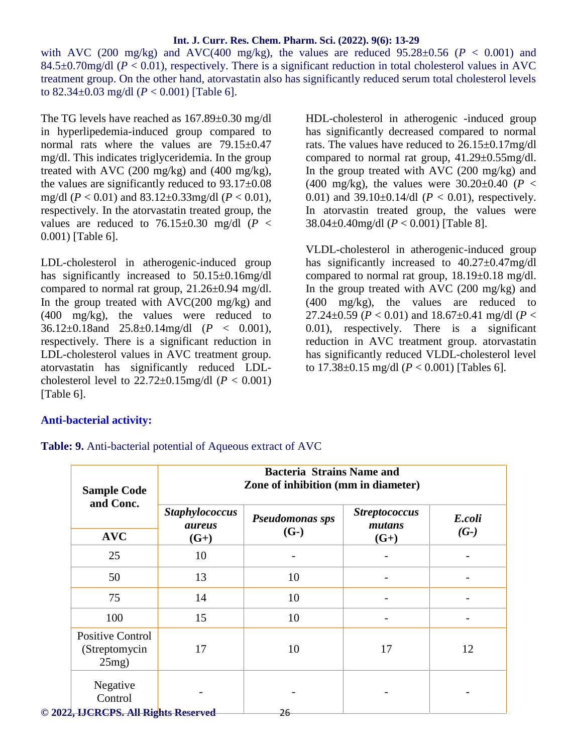with AVC (200 mg/kg) and AVC(400 mg/kg), the values are reduced 95.28±0.56 ($P$ < 0.001) and 84.5±0.70mg/dl ($P$ < 0.01), respectively. There is a significant reduction in total cholesterol values in AVC treatment group. On the other hand, atorvastatin also has significantly reduced serum total cholesterol levels to 82.34±0.03 mg/dl ($P$ < 0.001) [Table 6].

The TG levels have reached as 167.89±0.30 mg/dl in hyperlipedemia-induced group compared to normal rats where the values are 79.15±0.47 mg/dl. This indicates triglyceridemia. In the group treated with AVC (200 mg/kg) and (400 mg/kg), the values are significantly reduced to 93.17±0.08 mg/dl ($P$ < 0.01) and 83.12±0.33mg/dl ($P$ < 0.01), respectively. In the atorvastatin treated group, the values are reduced to 76.15±0.30 mg/dl ($P$ < 0.001) [Table 6].

LDL-cholesterol in atherogenic-induced group has significantly increased to 50.15±0.16mg/dl compared to normal rat group, 21.26±0.94 mg/dl. In the group treated with AVC(200 mg/kg) and (400 mg/kg), the values were reduced to 36.12±0.18and 25.8±0.14mg/dl ($P$ < 0.001), respectively. There is a significant reduction in LDL-cholesterol values in AVC treatment group. atorvastatin has significantly reduced LDL-cholesterol level to 22.72±0.15mg/dl ($P$ < 0.001) [Table 6].

HDL-cholesterol in atherogenic -induced group has significantly decreased compared to normal rats. The values have reduced to 26.15±0.17mg/dl compared to normal rat group, 41.29±0.55mg/dl. In the group treated with AVC (200 mg/kg) and (400 mg/kg), the values were 30.20±0.40 ($P$ < 0.01) and 39.10±0.14/dl ($P$ < 0.01), respectively. In atorvastin treated group, the values were 38.04±0.40mg/dl ($P$ < 0.001) [Table 8].

VLDL-cholesterol in atherogenic-induced group has significantly increased to 40.27±0.47mg/dl compared to normal rat group, 18.19±0.18 mg/dl. In the group treated with AVC (200 mg/kg) and (400 mg/kg), the values are reduced to 27.24±0.59 ($P$ < 0.01) and 18.67±0.41 mg/dl ($P$ < 0.01), respectively. There is a significant reduction in AVC treatment group. atorvastatin has significantly reduced VLDL-cholesterol level to 17.38±0.15 mg/dl ($P$ < 0.001) [Tables 6].

### Anti-bacterial activity:

**Table: 9.** Anti-bacterial potential of Aqueous extract of AVC

| Sample Code and Conc. | Bacteria Strains Name and Zone of inhibition (mm in diameter) | | | |
|---|---|---|---|---|
| AVC | ***Staphylococcus aureus* (G+)** | ***Pseudomonas sps* (G-)** | ***Streptococcus mutans* (G+)** | ***E.coli* (G-)** |
| 25 | 10 | - | - | - |
| 50 | 13 | 10 | - | - |
| 75 | 14 | 10 | - | - |
| 100 | 15 | 10 | - | - |
| Positive Control (Streptomycin 25mg) | 17 | 10 | 17 | 12 |
| Negative Control | - | - | - | - |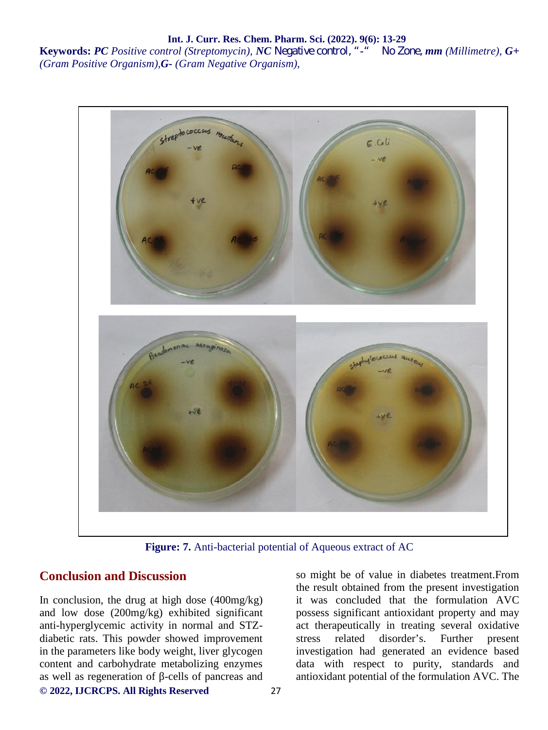**Keywords:** ***PC*** *Positive control (Streptomycin),* ***NC*** Negative control, "-" No Zone, ***mm*** *(Millimetre),* ***G+*** *(Gram Positive Organism),****G-*** *(Gram Negative Organism),*

**Figure: 7.** Anti-bacterial potential of Aqueous extract of AC

## Conclusion and Discussion

In conclusion, the drug at high dose (400mg/kg) and low dose (200mg/kg) exhibited significant anti-hyperglycemic activity in normal and STZ-diabetic rats. This powder showed improvement in the parameters like body weight, liver glycogen content and carbohydrate metabolizing enzymes as well as regeneration of β-cells of pancreas and so might be of value in diabetes treatment.From the result obtained from the present investigation it was concluded that the formulation AVC possess significant antioxidant property and may act therapeutically in treating several oxidative stress related disorder's. Further present investigation had generated an evidence based data with respect to purity, standards and antioxidant potential of the formulation AVC. The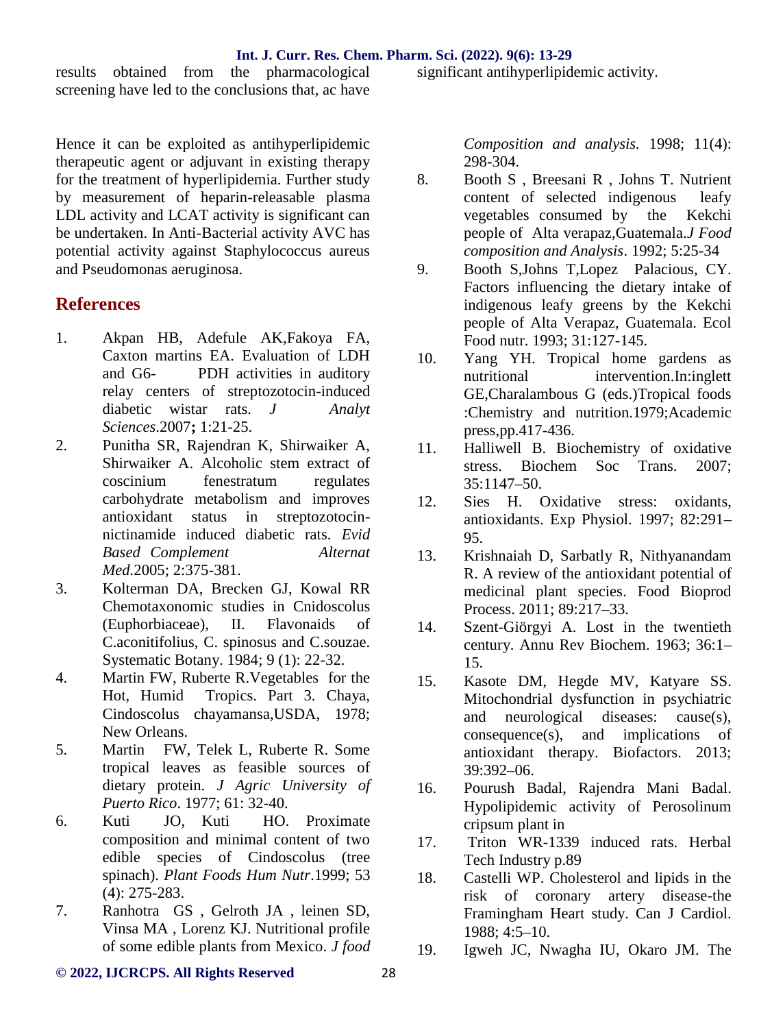results obtained from the pharmacological screening have led to the conclusions that, ac have significant antihyperlipidemic activity.

Hence it can be exploited as antihyperlipidemic therapeutic agent or adjuvant in existing therapy for the treatment of hyperlipidemia. Further study by measurement of heparin-releasable plasma LDL activity and LCAT activity is significant can be undertaken. In Anti-Bacterial activity AVC has potential activity against Staphylococcus aureus and Pseudomonas aeruginosa.

## References

1. Akpan HB, Adefule AK,Fakoya FA, Caxton martins EA. Evaluation of LDH and G6- PDH activities in auditory relay centers of streptozotocin-induced diabetic wistar rats. *J Analyt Sciences*.2007**;** 1:21-25.
2. Punitha SR, Rajendran K, Shirwaiker A, Shirwaiker A. Alcoholic stem extract of coscinium fenestratum regulates carbohydrate metabolism and improves antioxidant status in streptozotocin-nictinamide induced diabetic rats. *Evid Based Complement Alternat Med*.2005; 2:375-381.
3. Kolterman DA, Brecken GJ, Kowal RR Chemotaxonomic studies in Cnidoscolus (Euphorbiaceae), II. Flavonaids of C.aconitifolius, C. spinosus and C.souzae. Systematic Botany. 1984; 9 (1): 22-32.
4. Martin FW, Ruberte R.Vegetables for the Hot, Humid Tropics. Part 3. Chaya, Cindoscolus chayamansa,USDA, 1978; New Orleans.
5. Martin FW, Telek L, Ruberte R. Some tropical leaves as feasible sources of dietary protein. *J Agric University of Puerto Rico*. 1977; 61: 32-40.
6. Kuti JO, Kuti HO. Proximate composition and minimal content of two edible species of Cindoscolus (tree spinach). *Plant Foods Hum Nutr*.1999; 53 (4): 275-283.
7. Ranhotra GS , Gelroth JA , leinen SD, Vinsa MA , Lorenz KJ. Nutritional profile of some edible plants from Mexico. *J food Composition and analysis.* 1998; 11(4): 298-304.
8. Booth S , Breesani R , Johns T. Nutrient content of selected indigenous leafy vegetables consumed by the Kekchi people of Alta verapaz,Guatemala.*J Food composition and Analysis*. 1992; 5:25-34
9. Booth S,Johns T,Lopez Palacious, CY. Factors influencing the dietary intake of indigenous leafy greens by the Kekchi people of Alta Verapaz, Guatemala. Ecol Food nutr. 1993; 31:127-145.
10. Yang YH. Tropical home gardens as nutritional intervention.In:inglett GE,Charalambous G (eds.)Tropical foods :Chemistry and nutrition.1979;Academic press,pp.417-436.
11. Halliwell B. Biochemistry of oxidative stress. Biochem Soc Trans. 2007; 35:1147–50.
12. Sies H. Oxidative stress: oxidants, antioxidants. Exp Physiol. 1997; 82:291–95.
13. Krishnaiah D, Sarbatly R, Nithyanandam R. A review of the antioxidant potential of medicinal plant species. Food Bioprod Process. 2011; 89:217–33.
14. Szent-Giörgyi A. Lost in the twentieth century. Annu Rev Biochem. 1963; 36:1–15.
15. Kasote DM, Hegde MV, Katyare SS. Mitochondrial dysfunction in psychiatric and neurological diseases: cause(s), consequence(s), and implications of antioxidant therapy. Biofactors. 2013; 39:392–06.
16. Pourush Badal, Rajendra Mani Badal. Hypolipidemic activity of Perosolinum cripsum plant in
17. Triton WR-1339 induced rats. Herbal Tech Industry p.89
18. Castelli WP. Cholesterol and lipids in the risk of coronary artery disease-the Framingham Heart study. Can J Cardiol. 1988; 4:5–10.
19. Igweh JC, Nwagha IU, Okaro JM. The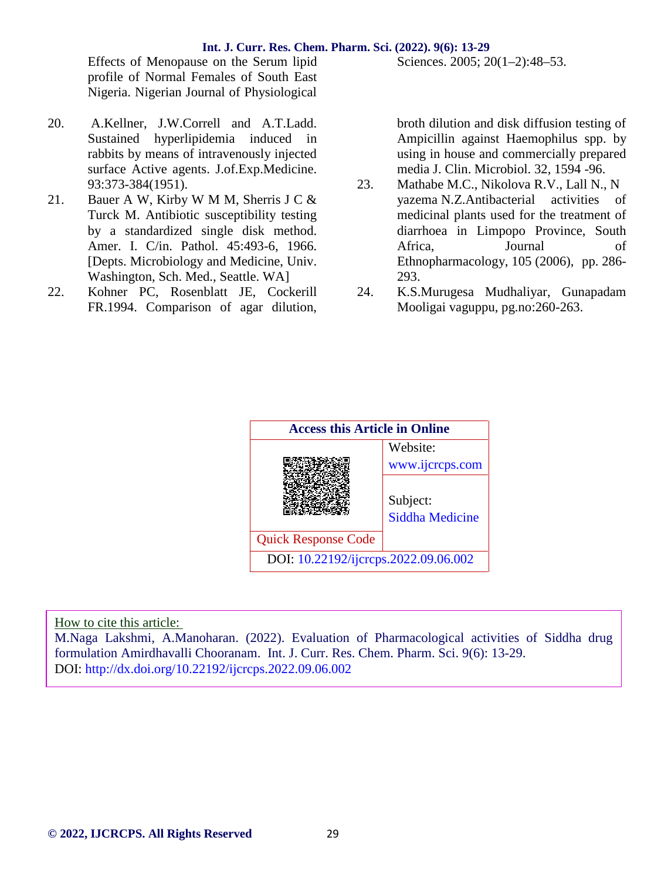Effects of Menopause on the Serum lipid profile of Normal Females of South East Nigeria. Nigerian Journal of Physiological Sciences. 2005; 20(1–2):48–53.

20. A.Kellner, J.W.Correll and A.T.Ladd. Sustained hyperlipidemia induced in rabbits by means of intravenously injected surface Active agents. J.of.Exp.Medicine. 93:373-384(1951).
21. Bauer A W, Kirby W M M, Sherris J C & Turck M. Antibiotic susceptibility testing by a standardized single disk method. Amer. I. C/in. Pathol. 45:493-6, 1966. [Depts. Microbiology and Medicine, Univ. Washington, Sch. Med., Seattle. WA]
22. Kohner PC, Rosenblatt JE, Cockerill FR.1994. Comparison of agar dilution, broth dilution and disk diffusion testing of Ampicillin against Haemophilus spp. by using in house and commercially prepared media J. Clin. Microbiol. 32, 1594 -96.
23. Mathabe M.C., Nikolova R.V., Lall N., N yazema N.Z.Antibacterial activities of medicinal plants used for the treatment of diarrhoea in Limpopo Province, South Africa, Journal of Ethnopharmacology, 105 (2006), pp. 286-293.
24. K.S.Murugesa Mudhaliyar, Gunapadam Mooligai vaguppu, pg.no:260-263.

| Access this Article in Online | |
| --- | --- |
| | Website: www.ijcrcps.com |
| | Subject: Siddha Medicine |
| Quick Response Code | |
| DOI: 10.22192/ijcrcps.2022.09.06.002 | |

How to cite this article:
M.Naga Lakshmi, A.Manoharan. (2022). Evaluation of Pharmacological activities of Siddha drug formulation Amirdhavalli Chooranam. Int. J. Curr. Res. Chem. Pharm. Sci. 9(6): 13-29.
DOI: http://dx.doi.org/10.22192/ijcrcps.2022.09.06.002